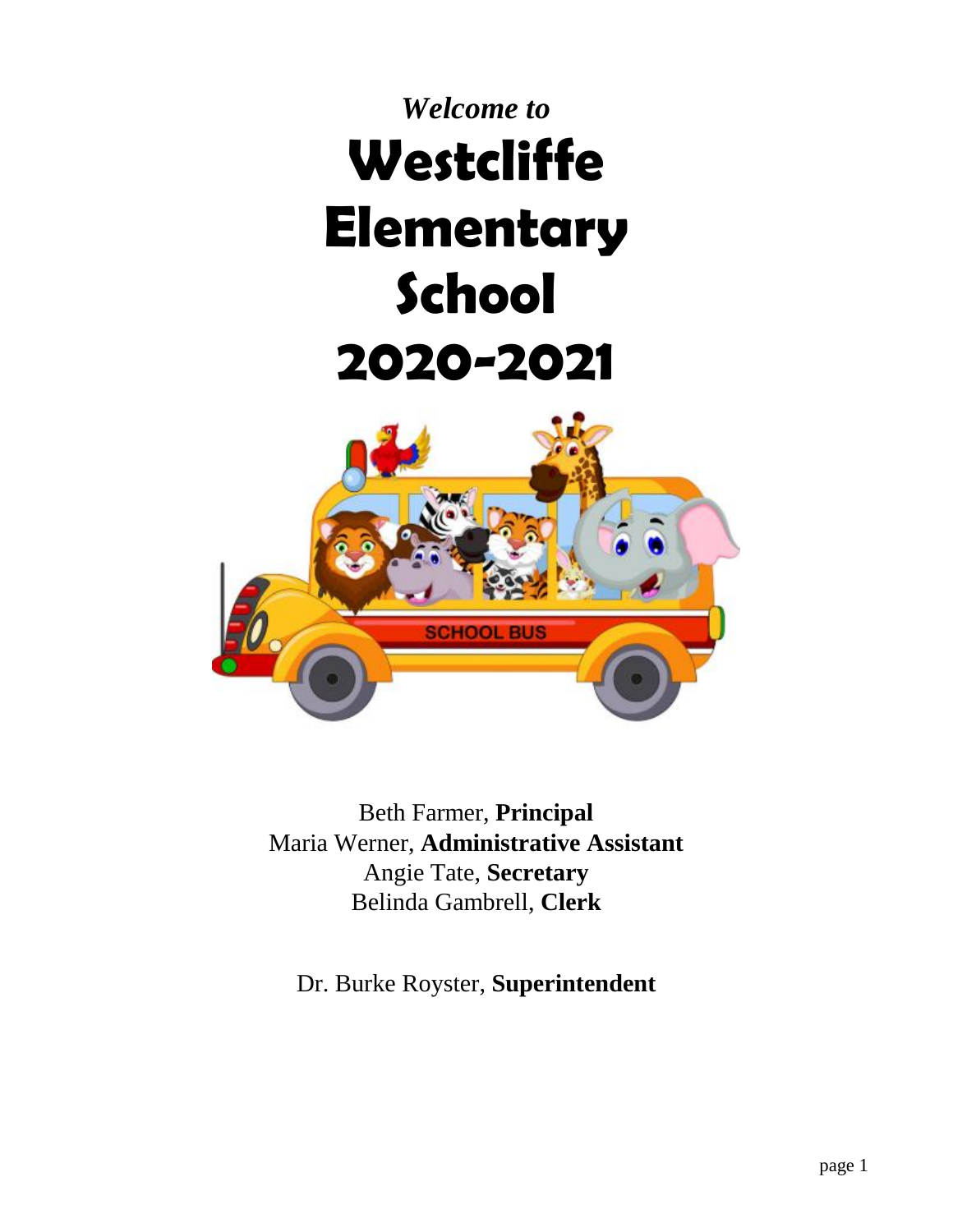*Welcome to*

# Westcliffe Elementary School 2020-2021

Beth Farmer, **Principal**
Maria Werner, **Administrative Assistant**
Angie Tate, **Secretary**
Belinda Gambrell, **Clerk**

Dr. Burke Royster, **Superintendent**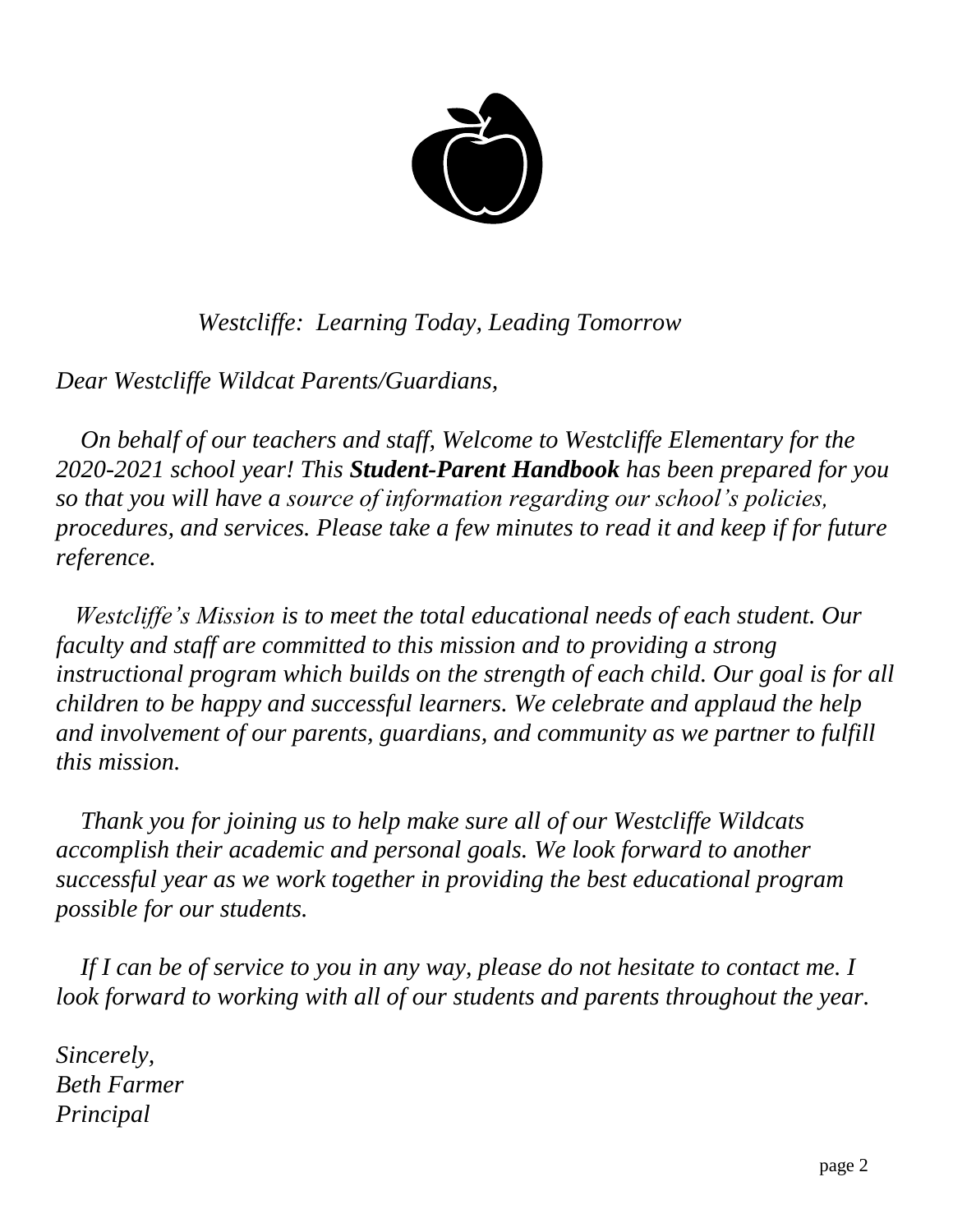*Westcliffe: Learning Today, Leading Tomorrow*

*Dear Westcliffe Wildcat Parents/Guardians,*

*On behalf of our teachers and staff, Welcome to Westcliffe Elementary for the 2020-2021 school year! This* ***Student-Parent Handbook*** *has been prepared for you so that you will have a source of information regarding our school's policies, procedures, and services. Please take a few minutes to read it and keep if for future reference.*

*Westcliffe's Mission is to meet the total educational needs of each student. Our faculty and staff are committed to this mission and to providing a strong instructional program which builds on the strength of each child. Our goal is for all children to be happy and successful learners. We celebrate and applaud the help and involvement of our parents, guardians, and community as we partner to fulfill this mission.*

*Thank you for joining us to help make sure all of our Westcliffe Wildcats accomplish their academic and personal goals. We look forward to another successful year as we work together in providing the best educational program possible for our students.*

*If I can be of service to you in any way, please do not hesitate to contact me. I look forward to working with all of our students and parents throughout the year.*

*Sincerely,*
*Beth Farmer*
*Principal*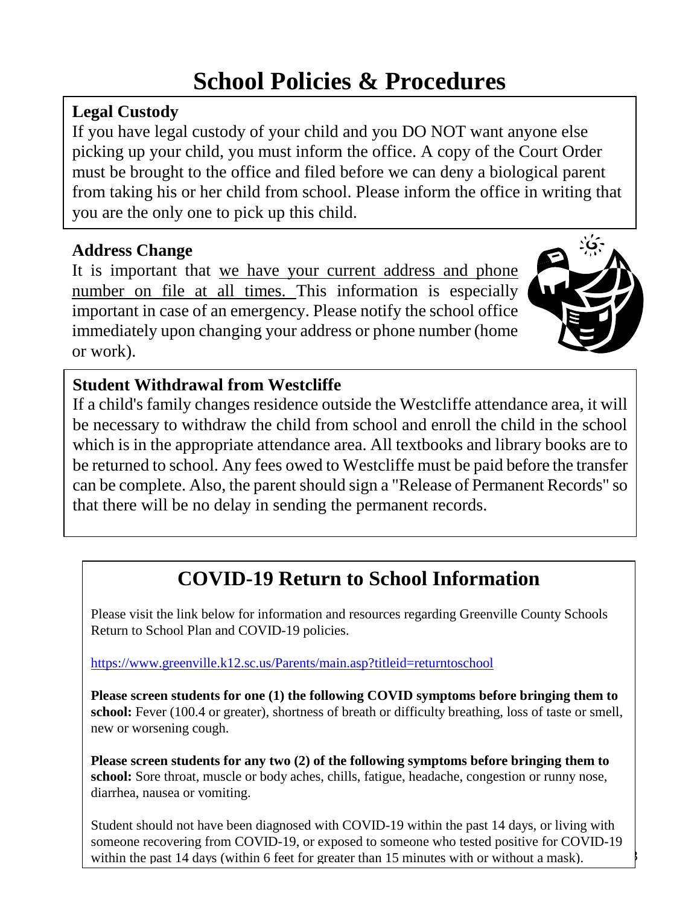# School Policies & Procedures

## Legal Custody

If you have legal custody of your child and you DO NOT want anyone else picking up your child, you must inform the office. A copy of the Court Order must be brought to the office and filed before we can deny a biological parent from taking his or her child from school. Please inform the office in writing that you are the only one to pick up this child.

## Address Change

It is important that we have your current address and phone number on file at all times. This information is especially important in case of an emergency. Please notify the school office immediately upon changing your address or phone number (home or work).

## Student Withdrawal from Westcliffe

If a child's family changes residence outside the Westcliffe attendance area, it will be necessary to withdraw the child from school and enroll the child in the school which is in the appropriate attendance area. All textbooks and library books are to be returned to school. Any fees owed to Westcliffe must be paid before the transfer can be complete. Also, the parent should sign a "Release of Permanent Records" so that there will be no delay in sending the permanent records.

## COVID-19 Return to School Information

Please visit the link below for information and resources regarding Greenville County Schools Return to School Plan and COVID-19 policies.

https://www.greenville.k12.sc.us/Parents/main.asp?titleid=returntoschool

**Please screen students for one (1) the following COVID symptoms before bringing them to school:** Fever (100.4 or greater), shortness of breath or difficulty breathing, loss of taste or smell, new or worsening cough.

**Please screen students for any two (2) of the following symptoms before bringing them to school:** Sore throat, muscle or body aches, chills, fatigue, headache, congestion or runny nose, diarrhea, nausea or vomiting.

Student should not have been diagnosed with COVID-19 within the past 14 days, or living with someone recovering from COVID-19, or exposed to someone who tested positive for COVID-19 within the past 14 days (within 6 feet for greater than 15 minutes with or without a mask).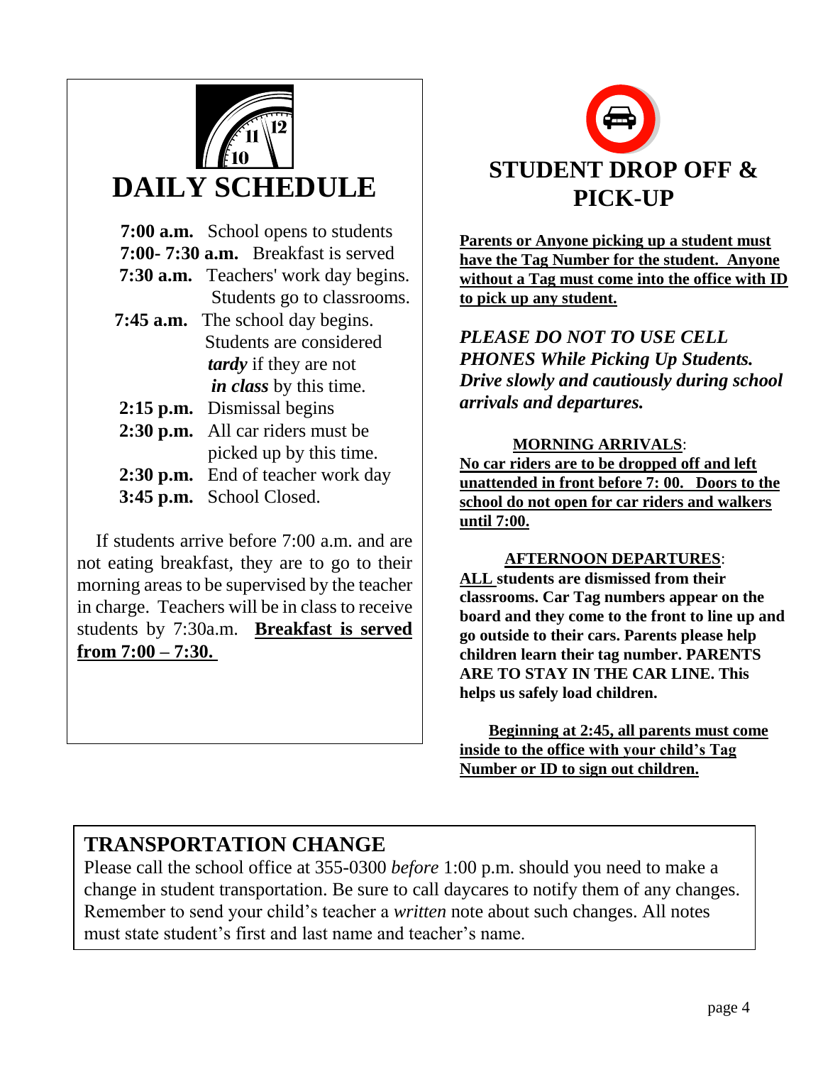## DAILY SCHEDULE

**7:00 a.m.** School opens to students
**7:00- 7:30 a.m.** Breakfast is served
**7:30 a.m.** Teachers' work day begins. Students go to classrooms.
**7:45 a.m.** The school day begins. Students are considered ***tardy*** if they are not ***in class*** by this time.
**2:15 p.m.** Dismissal begins
**2:30 p.m.** All car riders must be picked up by this time.
**2:30 p.m.** End of teacher work day
**3:45 p.m.** School Closed.

If students arrive before 7:00 a.m. and are not eating breakfast, they are to go to their morning areas to be supervised by the teacher in charge. Teachers will be in class to receive students by 7:30a.m. **Breakfast is served from 7:00 – 7:30.**

## STUDENT DROP OFF & PICK-UP

**Parents or Anyone picking up a student must have the Tag Number for the student. Anyone without a Tag must come into the office with ID to pick up any student.**

***PLEASE DO NOT TO USE CELL PHONES While Picking Up Students. Drive slowly and cautiously during school arrivals and departures.***

**MORNING ARRIVALS**:
**No car riders are to be dropped off and left unattended in front before 7: 00. Doors to the school do not open for car riders and walkers until 7:00.**

**AFTERNOON DEPARTURES**:
**ALL students are dismissed from their classrooms. Car Tag numbers appear on the board and they come to the front to line up and go outside to their cars. Parents please help children learn their tag number. PARENTS ARE TO STAY IN THE CAR LINE. This helps us safely load children.**

**Beginning at 2:45, all parents must come inside to the office with your child's Tag Number or ID to sign out children.**

## TRANSPORTATION CHANGE

Please call the school office at 355-0300 *before* 1:00 p.m. should you need to make a change in student transportation. Be sure to call daycares to notify them of any changes. Remember to send your child's teacher a *written* note about such changes. All notes must state student's first and last name and teacher's name.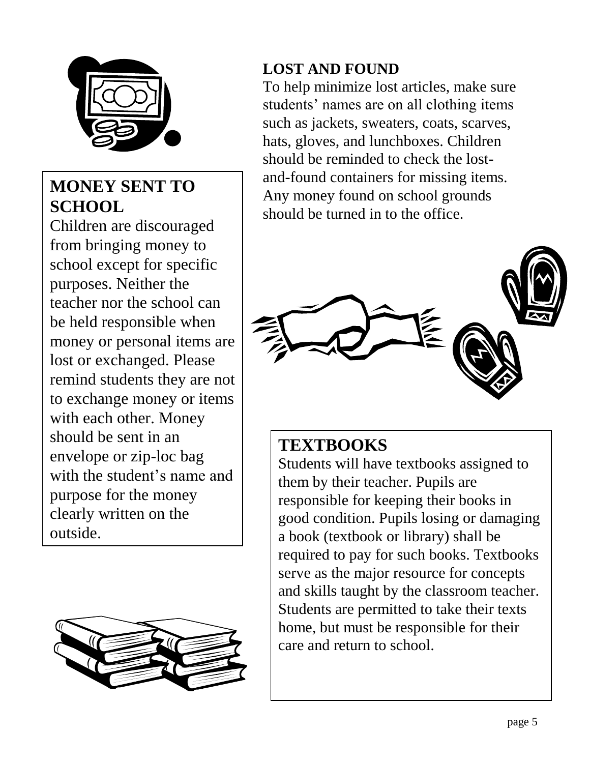## MONEY SENT TO SCHOOL

Children are discouraged from bringing money to school except for specific purposes. Neither the teacher nor the school can be held responsible when money or personal items are lost or exchanged. Please remind students they are not to exchange money or items with each other. Money should be sent in an envelope or zip-loc bag with the student's name and purpose for the money clearly written on the outside.

## LOST AND FOUND

To help minimize lost articles, make sure students' names are on all clothing items such as jackets, sweaters, coats, scarves, hats, gloves, and lunchboxes. Children should be reminded to check the lost-and-found containers for missing items. Any money found on school grounds should be turned in to the office.

## TEXTBOOKS

Students will have textbooks assigned to them by their teacher. Pupils are responsible for keeping their books in good condition. Pupils losing or damaging a book (textbook or library) shall be required to pay for such books. Textbooks serve as the major resource for concepts and skills taught by the classroom teacher. Students are permitted to take their texts home, but must be responsible for their care and return to school.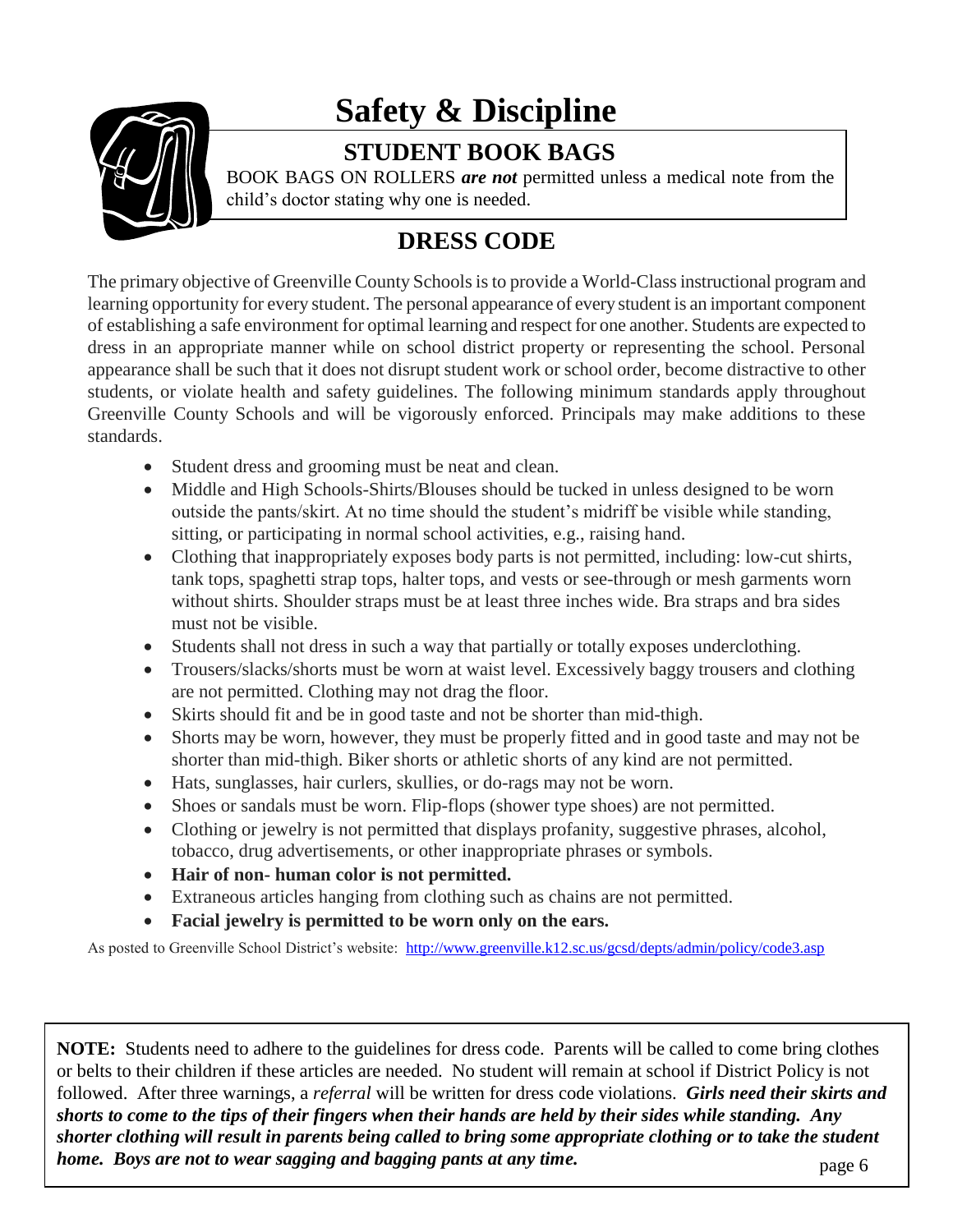# Safety & Discipline

## STUDENT BOOK BAGS

BOOK BAGS ON ROLLERS ***are not*** permitted unless a medical note from the child's doctor stating why one is needed.

## DRESS CODE

The primary objective of Greenville County Schools is to provide a World-Class instructional program and learning opportunity for every student. The personal appearance of every student is an important component of establishing a safe environment for optimal learning and respect for one another. Students are expected to dress in an appropriate manner while on school district property or representing the school. Personal appearance shall be such that it does not disrupt student work or school order, become distractive to other students, or violate health and safety guidelines. The following minimum standards apply throughout Greenville County Schools and will be vigorously enforced. Principals may make additions to these standards.

- Student dress and grooming must be neat and clean.
- Middle and High Schools-Shirts/Blouses should be tucked in unless designed to be worn outside the pants/skirt. At no time should the student's midriff be visible while standing, sitting, or participating in normal school activities, e.g., raising hand.
- Clothing that inappropriately exposes body parts is not permitted, including: low-cut shirts, tank tops, spaghetti strap tops, halter tops, and vests or see-through or mesh garments worn without shirts. Shoulder straps must be at least three inches wide. Bra straps and bra sides must not be visible.
- Students shall not dress in such a way that partially or totally exposes underclothing.
- Trousers/slacks/shorts must be worn at waist level. Excessively baggy trousers and clothing are not permitted. Clothing may not drag the floor.
- Skirts should fit and be in good taste and not be shorter than mid-thigh.
- Shorts may be worn, however, they must be properly fitted and in good taste and may not be shorter than mid-thigh. Biker shorts or athletic shorts of any kind are not permitted.
- Hats, sunglasses, hair curlers, skullies, or do-rags may not be worn.
- Shoes or sandals must be worn. Flip-flops (shower type shoes) are not permitted.
- Clothing or jewelry is not permitted that displays profanity, suggestive phrases, alcohol, tobacco, drug advertisements, or other inappropriate phrases or symbols.
- **Hair of non- human color is not permitted.**
- Extraneous articles hanging from clothing such as chains are not permitted.
- **Facial jewelry is permitted to be worn only on the ears.**

As posted to Greenville School District's website: http://www.greenville.k12.sc.us/gcsd/depts/admin/policy/code3.asp

**NOTE:** Students need to adhere to the guidelines for dress code. Parents will be called to come bring clothes or belts to their children if these articles are needed. No student will remain at school if District Policy is not followed. After three warnings, a *referral* will be written for dress code violations. ***Girls need their skirts and shorts to come to the tips of their fingers when their hands are held by their sides while standing. Any shorter clothing will result in parents being called to bring some appropriate clothing or to take the student home. Boys are not to wear sagging and bagging pants at any time.***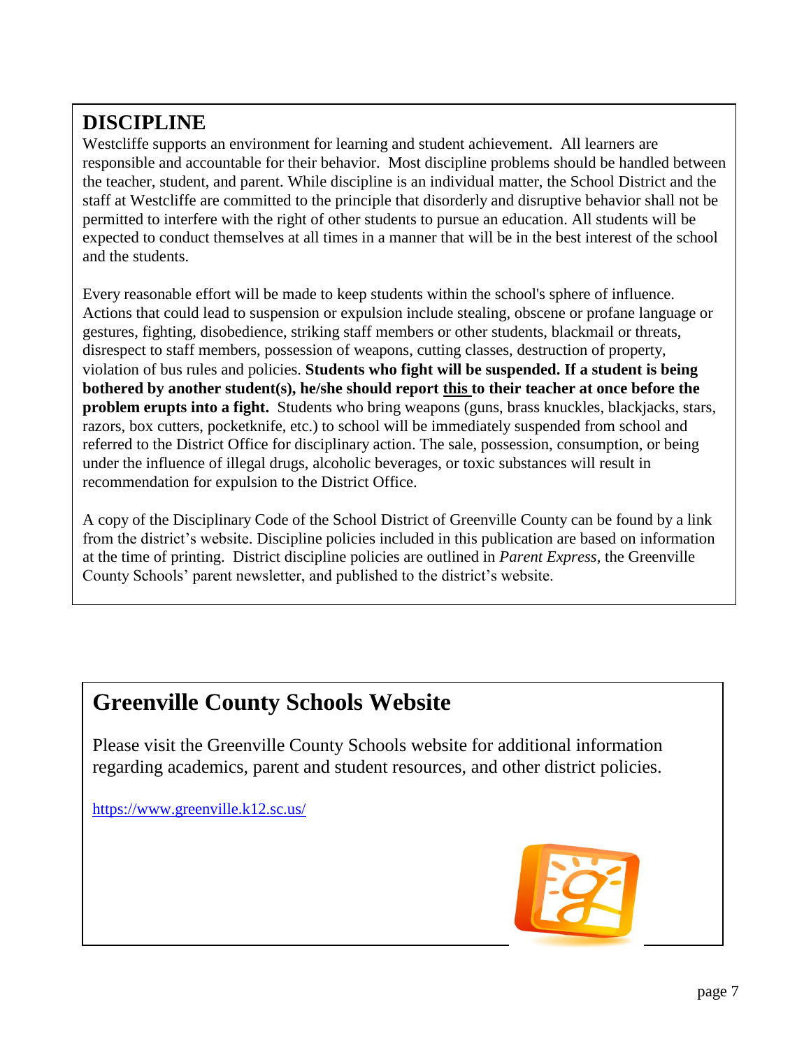## DISCIPLINE

Westcliffe supports an environment for learning and student achievement. All learners are responsible and accountable for their behavior. Most discipline problems should be handled between the teacher, student, and parent. While discipline is an individual matter, the School District and the staff at Westcliffe are committed to the principle that disorderly and disruptive behavior shall not be permitted to interfere with the right of other students to pursue an education. All students will be expected to conduct themselves at all times in a manner that will be in the best interest of the school and the students.

Every reasonable effort will be made to keep students within the school's sphere of influence. Actions that could lead to suspension or expulsion include stealing, obscene or profane language or gestures, fighting, disobedience, striking staff members or other students, blackmail or threats, disrespect to staff members, possession of weapons, cutting classes, destruction of property, violation of bus rules and policies. **Students who fight will be suspended. If a student is being bothered by another student(s), he/she should report this to their teacher at once before the problem erupts into a fight.** Students who bring weapons (guns, brass knuckles, blackjacks, stars, razors, box cutters, pocketknife, etc.) to school will be immediately suspended from school and referred to the District Office for disciplinary action. The sale, possession, consumption, or being under the influence of illegal drugs, alcoholic beverages, or toxic substances will result in recommendation for expulsion to the District Office.

A copy of the Disciplinary Code of the School District of Greenville County can be found by a link from the district's website. Discipline policies included in this publication are based on information at the time of printing. District discipline policies are outlined in *Parent Express*, the Greenville County Schools' parent newsletter, and published to the district's website.

## Greenville County Schools Website

Please visit the Greenville County Schools website for additional information regarding academics, parent and student resources, and other district policies.

https://www.greenville.k12.sc.us/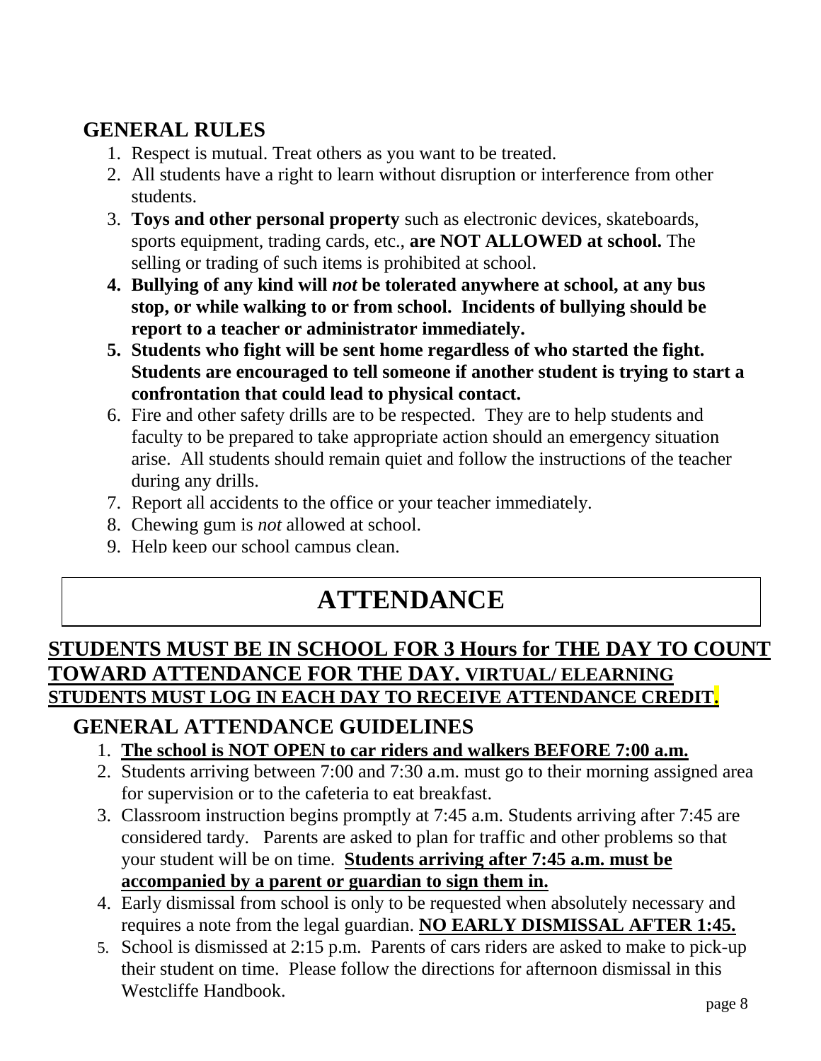## GENERAL RULES

1. Respect is mutual. Treat others as you want to be treated.
2. All students have a right to learn without disruption or interference from other students.
3. **Toys and other personal property** such as electronic devices, skateboards, sports equipment, trading cards, etc., **are NOT ALLOWED at school.** The selling or trading of such items is prohibited at school.
4. **Bullying of any kind will *not* be tolerated anywhere at school, at any bus stop, or while walking to or from school. Incidents of bullying should be report to a teacher or administrator immediately.**
5. **Students who fight will be sent home regardless of who started the fight. Students are encouraged to tell someone if another student is trying to start a confrontation that could lead to physical contact.**
6. Fire and other safety drills are to be respected. They are to help students and faculty to be prepared to take appropriate action should an emergency situation arise. All students should remain quiet and follow the instructions of the teacher during any drills.
7. Report all accidents to the office or your teacher immediately.
8. Chewing gum is *not* allowed at school.
9. Help keep our school campus clean.

# ATTENDANCE

**STUDENTS MUST BE IN SCHOOL FOR 3 Hours for THE DAY TO COUNT TOWARD ATTENDANCE FOR THE DAY. VIRTUAL/ ELEARNING STUDENTS MUST LOG IN EACH DAY TO RECEIVE ATTENDANCE CREDIT.**

## GENERAL ATTENDANCE GUIDELINES

1. **The school is NOT OPEN to car riders and walkers BEFORE 7:00 a.m.**
2. Students arriving between 7:00 and 7:30 a.m. must go to their morning assigned area for supervision or to the cafeteria to eat breakfast.
3. Classroom instruction begins promptly at 7:45 a.m. Students arriving after 7:45 are considered tardy. Parents are asked to plan for traffic and other problems so that your student will be on time. **Students arriving after 7:45 a.m. must be accompanied by a parent or guardian to sign them in.**
4. Early dismissal from school is only to be requested when absolutely necessary and requires a note from the legal guardian. **NO EARLY DISMISSAL AFTER 1:45.**
5. School is dismissed at 2:15 p.m. Parents of cars riders are asked to make to pick-up their student on time. Please follow the directions for afternoon dismissal in this Westcliffe Handbook.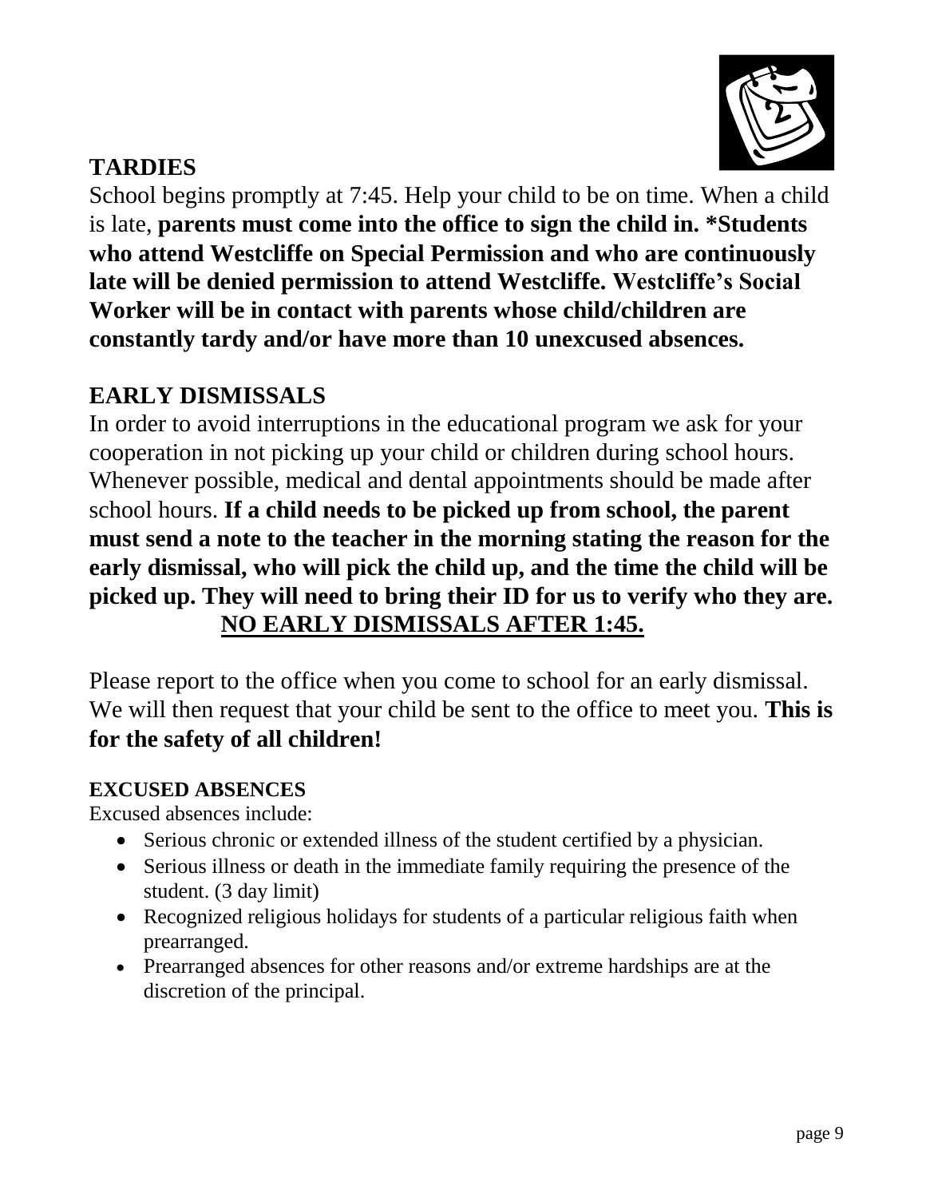## TARDIES

School begins promptly at 7:45. Help your child to be on time. When a child is late, **parents must come into the office to sign the child in. *Students who attend Westcliffe on Special Permission and who are continuously late will be denied permission to attend Westcliffe. Westcliffe's Social Worker will be in contact with parents whose child/children are constantly tardy and/or have more than 10 unexcused absences.**

## EARLY DISMISSALS

In order to avoid interruptions in the educational program we ask for your cooperation in not picking up your child or children during school hours. Whenever possible, medical and dental appointments should be made after school hours. **If a child needs to be picked up from school, the parent must send a note to the teacher in the morning stating the reason for the early dismissal, who will pick the child up, and the time the child will be picked up. They will need to bring their ID for us to verify who they are.**

**<u>NO EARLY DISMISSALS AFTER 1:45.</u>**

Please report to the office when you come to school for an early dismissal. We will then request that your child be sent to the office to meet you. **This is for the safety of all children!**

### EXCUSED ABSENCES

Excused absences include:

- Serious chronic or extended illness of the student certified by a physician.
- Serious illness or death in the immediate family requiring the presence of the student. (3 day limit)
- Recognized religious holidays for students of a particular religious faith when prearranged.
- Prearranged absences for other reasons and/or extreme hardships are at the discretion of the principal.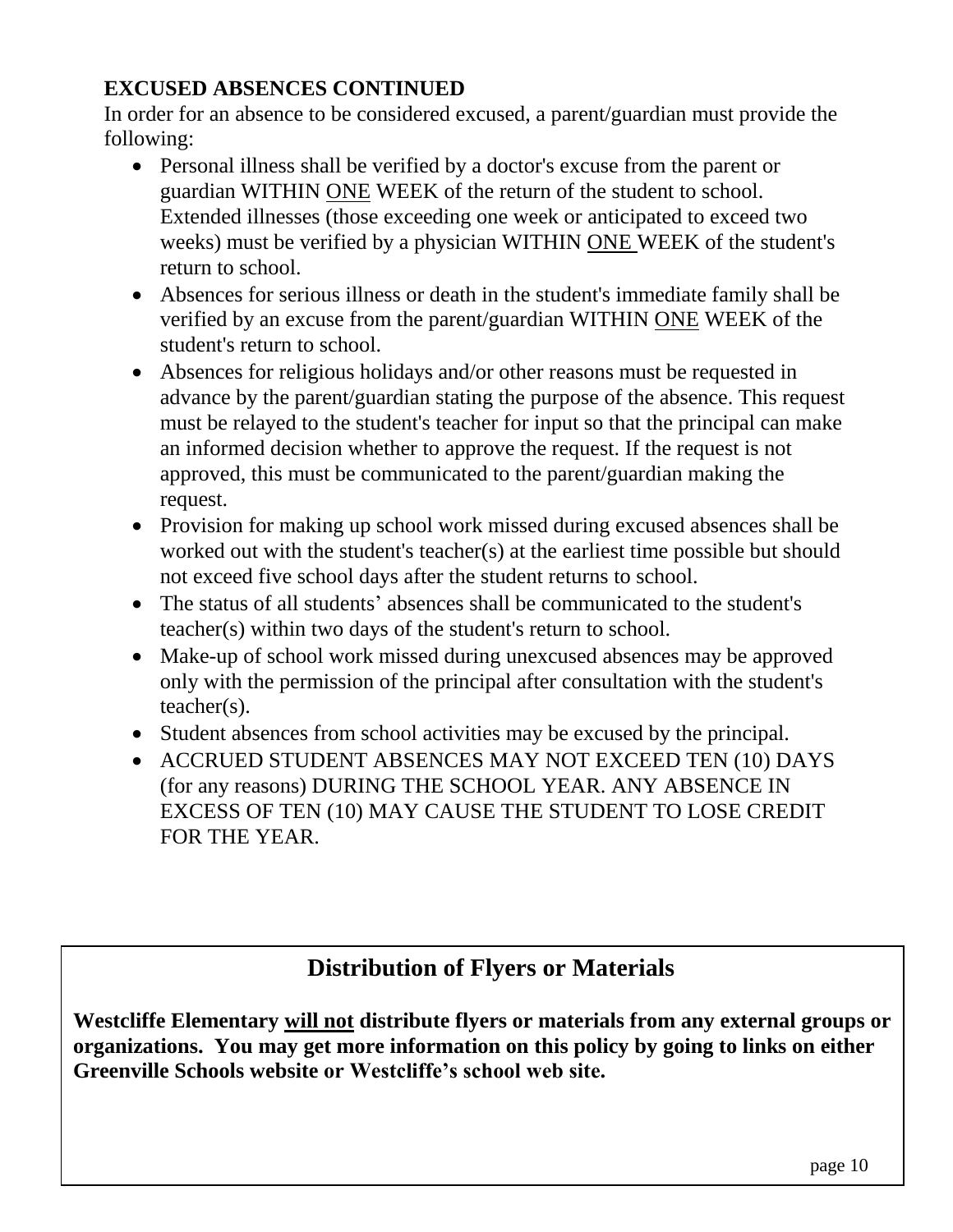**EXCUSED ABSENCES CONTINUED**

In order for an absence to be considered excused, a parent/guardian must provide the following:

- Personal illness shall be verified by a doctor's excuse from the parent or guardian WITHIN <u>ONE</u> WEEK of the return of the student to school. Extended illnesses (those exceeding one week or anticipated to exceed two weeks) must be verified by a physician WITHIN <u>ONE</u> WEEK of the student's return to school.
- Absences for serious illness or death in the student's immediate family shall be verified by an excuse from the parent/guardian WITHIN <u>ONE</u> WEEK of the student's return to school.
- Absences for religious holidays and/or other reasons must be requested in advance by the parent/guardian stating the purpose of the absence. This request must be relayed to the student's teacher for input so that the principal can make an informed decision whether to approve the request. If the request is not approved, this must be communicated to the parent/guardian making the request.
- Provision for making up school work missed during excused absences shall be worked out with the student's teacher(s) at the earliest time possible but should not exceed five school days after the student returns to school.
- The status of all students' absences shall be communicated to the student's teacher(s) within two days of the student's return to school.
- Make-up of school work missed during unexcused absences may be approved only with the permission of the principal after consultation with the student's teacher(s).
- Student absences from school activities may be excused by the principal.
- ACCRUED STUDENT ABSENCES MAY NOT EXCEED TEN (10) DAYS (for any reasons) DURING THE SCHOOL YEAR. ANY ABSENCE IN EXCESS OF TEN (10) MAY CAUSE THE STUDENT TO LOSE CREDIT FOR THE YEAR.

## Distribution of Flyers or Materials

**Westcliffe Elementary <u>will not</u> distribute flyers or materials from any external groups or organizations. You may get more information on this policy by going to links on either Greenville Schools website or Westcliffe's school web site.**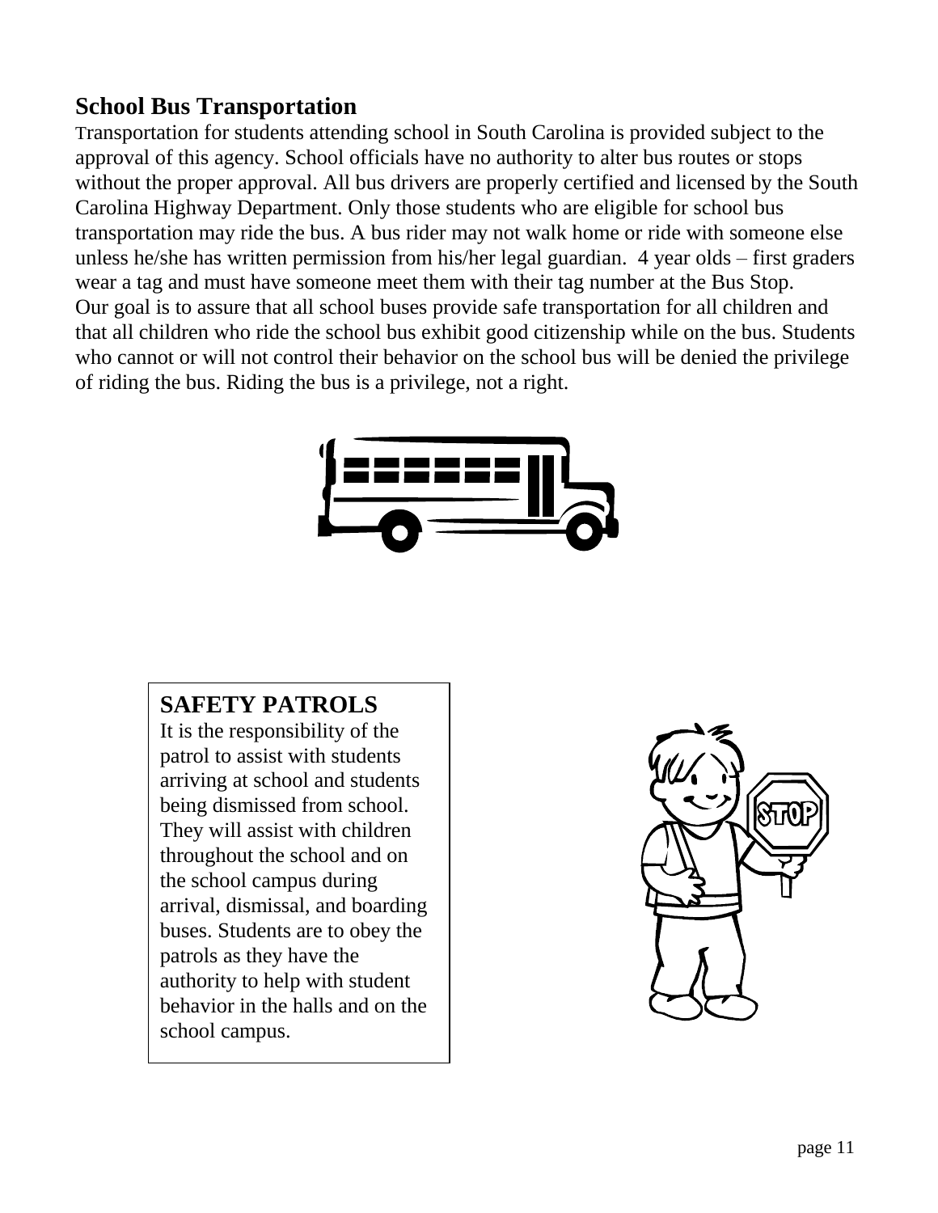## School Bus Transportation

Transportation for students attending school in South Carolina is provided subject to the approval of this agency. School officials have no authority to alter bus routes or stops without the proper approval. All bus drivers are properly certified and licensed by the South Carolina Highway Department. Only those students who are eligible for school bus transportation may ride the bus. A bus rider may not walk home or ride with someone else unless he/she has written permission from his/her legal guardian. 4 year olds – first graders wear a tag and must have someone meet them with their tag number at the Bus Stop.
Our goal is to assure that all school buses provide safe transportation for all children and that all children who ride the school bus exhibit good citizenship while on the bus. Students who cannot or will not control their behavior on the school bus will be denied the privilege of riding the bus. Riding the bus is a privilege, not a right.

## SAFETY PATROLS

It is the responsibility of the patrol to assist with students arriving at school and students being dismissed from school. They will assist with children throughout the school and on the school campus during arrival, dismissal, and boarding buses. Students are to obey the patrols as they have the authority to help with student behavior in the halls and on the school campus.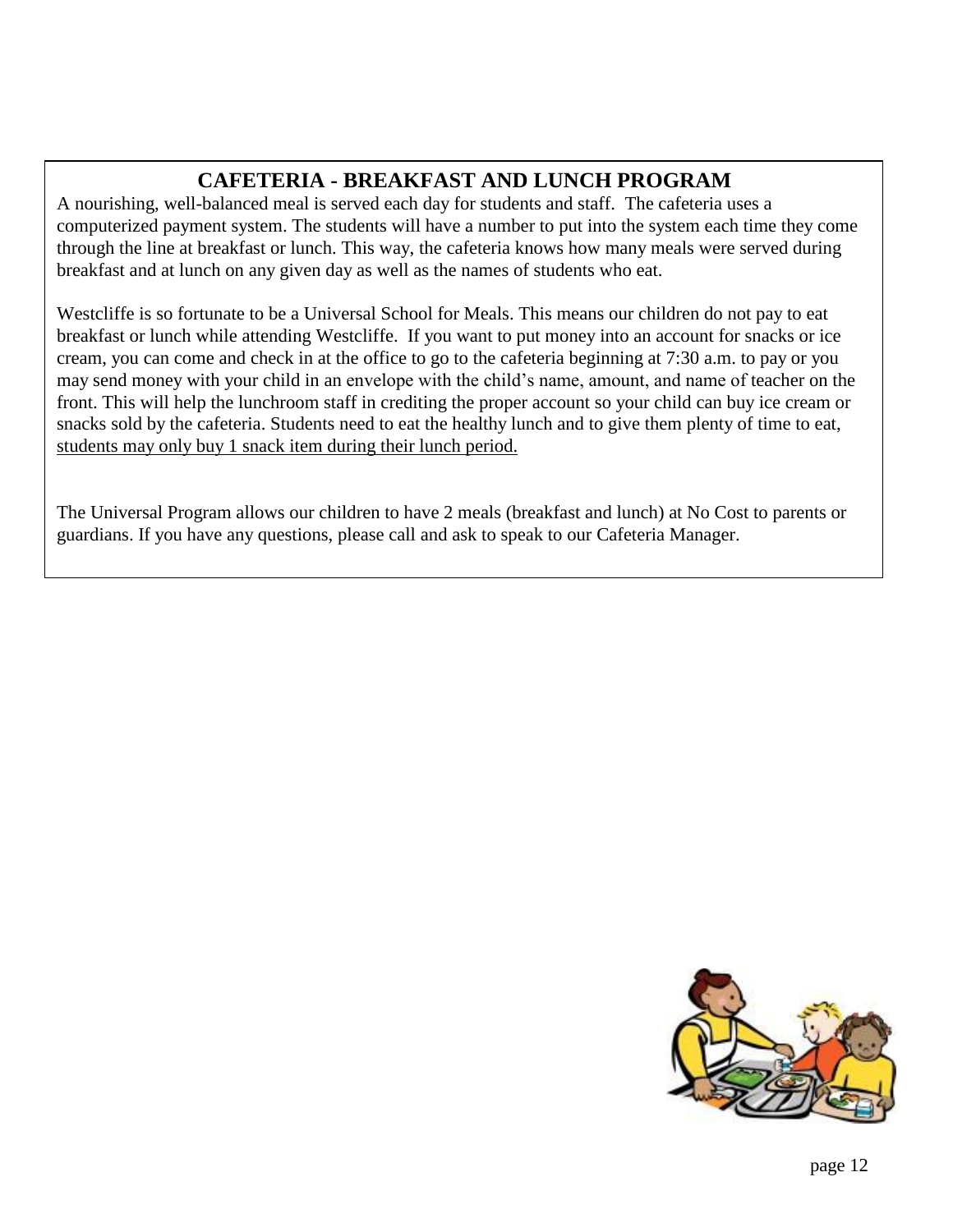## CAFETERIA - BREAKFAST AND LUNCH PROGRAM

A nourishing, well-balanced meal is served each day for students and staff. The cafeteria uses a computerized payment system. The students will have a number to put into the system each time they come through the line at breakfast or lunch. This way, the cafeteria knows how many meals were served during breakfast and at lunch on any given day as well as the names of students who eat.

Westcliffe is so fortunate to be a Universal School for Meals. This means our children do not pay to eat breakfast or lunch while attending Westcliffe. If you want to put money into an account for snacks or ice cream, you can come and check in at the office to go to the cafeteria beginning at 7:30 a.m. to pay or you may send money with your child in an envelope with the child's name, amount, and name of teacher on the front. This will help the lunchroom staff in crediting the proper account so your child can buy ice cream or snacks sold by the cafeteria. Students need to eat the healthy lunch and to give them plenty of time to eat, <u>students may only buy 1 snack item during their lunch period.</u>

The Universal Program allows our children to have 2 meals (breakfast and lunch) at No Cost to parents or guardians. If you have any questions, please call and ask to speak to our Cafeteria Manager.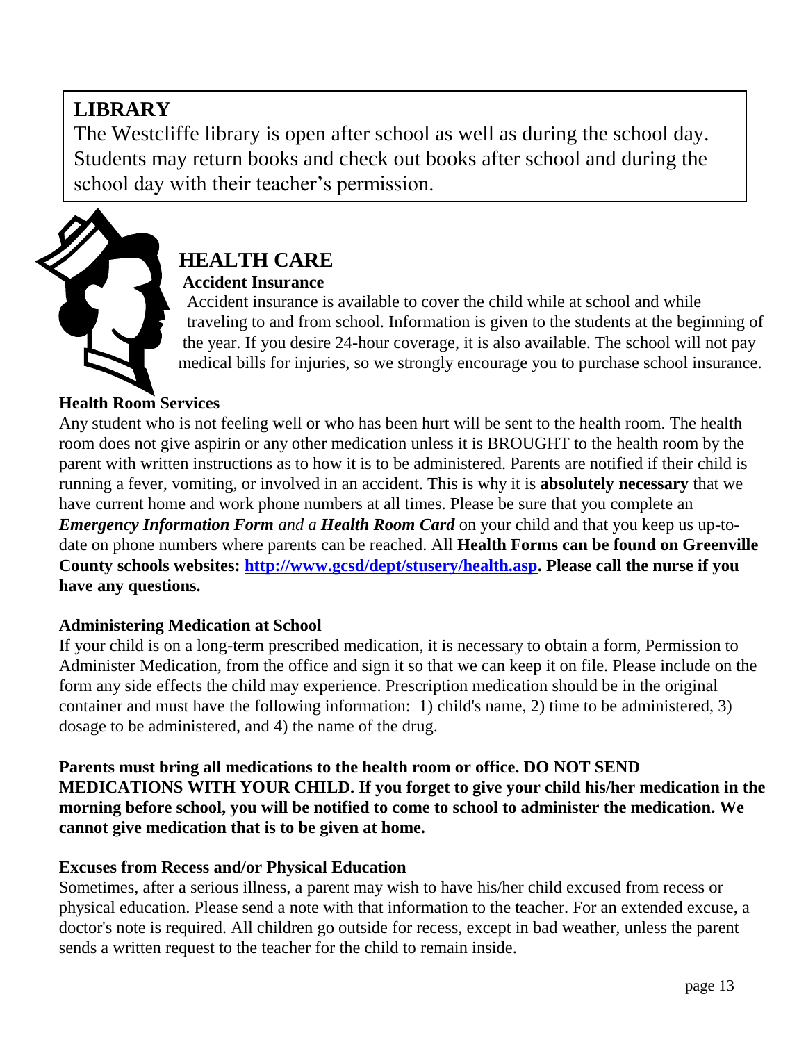## LIBRARY

The Westcliffe library is open after school as well as during the school day. Students may return books and check out books after school and during the school day with their teacher's permission.

## HEALTH CARE

### Accident Insurance

Accident insurance is available to cover the child while at school and while traveling to and from school. Information is given to the students at the beginning of the year. If you desire 24-hour coverage, it is also available. The school will not pay medical bills for injuries, so we strongly encourage you to purchase school insurance.

### Health Room Services

Any student who is not feeling well or who has been hurt will be sent to the health room. The health room does not give aspirin or any other medication unless it is BROUGHT to the health room by the parent with written instructions as to how it is to be administered. Parents are notified if their child is running a fever, vomiting, or involved in an accident. This is why it is **absolutely necessary** that we have current home and work phone numbers at all times. Please be sure that you complete an ***Emergency Information Form*** *and a* ***Health Room Card*** on your child and that you keep us up-to-date on phone numbers where parents can be reached. All **Health Forms can be found on Greenville County schools websites: [http://www.gcsd/dept/stusery/health.asp](http://www.gcsd/dept/stusery/health.asp). Please call the nurse if you have any questions.**

### Administering Medication at School

If your child is on a long-term prescribed medication, it is necessary to obtain a form, Permission to Administer Medication, from the office and sign it so that we can keep it on file. Please include on the form any side effects the child may experience. Prescription medication should be in the original container and must have the following information: 1) child's name, 2) time to be administered, 3) dosage to be administered, and 4) the name of the drug.

**Parents must bring all medications to the health room or office. DO NOT SEND MEDICATIONS WITH YOUR CHILD. If you forget to give your child his/her medication in the morning before school, you will be notified to come to school to administer the medication. We cannot give medication that is to be given at home.**

### Excuses from Recess and/or Physical Education

Sometimes, after a serious illness, a parent may wish to have his/her child excused from recess or physical education. Please send a note with that information to the teacher. For an extended excuse, a doctor's note is required. All children go outside for recess, except in bad weather, unless the parent sends a written request to the teacher for the child to remain inside.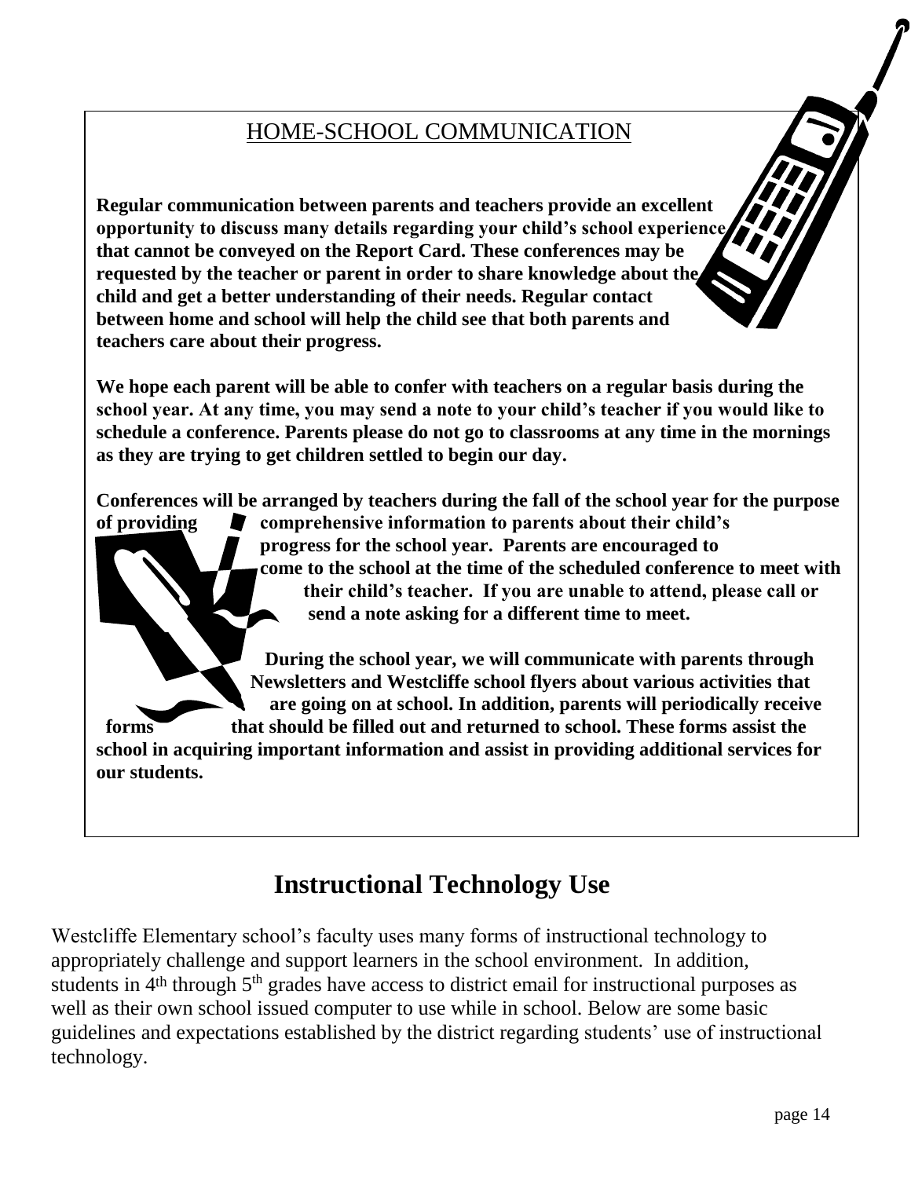## HOME-SCHOOL COMMUNICATION

**Regular communication between parents and teachers provide an excellent opportunity to discuss many details regarding your child's school experience that cannot be conveyed on the Report Card. These conferences may be requested by the teacher or parent in order to share knowledge about the child and get a better understanding of their needs. Regular contact between home and school will help the child see that both parents and teachers care about their progress.**

**We hope each parent will be able to confer with teachers on a regular basis during the school year. At any time, you may send a note to your child's teacher if you would like to schedule a conference. Parents please do not go to classrooms at any time in the mornings as they are trying to get children settled to begin our day.**

**Conferences will be arranged by teachers during the fall of the school year for the purpose of providing comprehensive information to parents about their child's progress for the school year. Parents are encouraged to come to the school at the time of the scheduled conference to meet with their child's teacher. If you are unable to attend, please call or send a note asking for a different time to meet.**

**During the school year, we will communicate with parents through Newsletters and Westcliffe school flyers about various activities that are going on at school. In addition, parents will periodically receive forms that should be filled out and returned to school. These forms assist the school in acquiring important information and assist in providing additional services for our students.**

# Instructional Technology Use

Westcliffe Elementary school's faculty uses many forms of instructional technology to appropriately challenge and support learners in the school environment. In addition, students in 4th through 5th grades have access to district email for instructional purposes as well as their own school issued computer to use while in school. Below are some basic guidelines and expectations established by the district regarding students' use of instructional technology.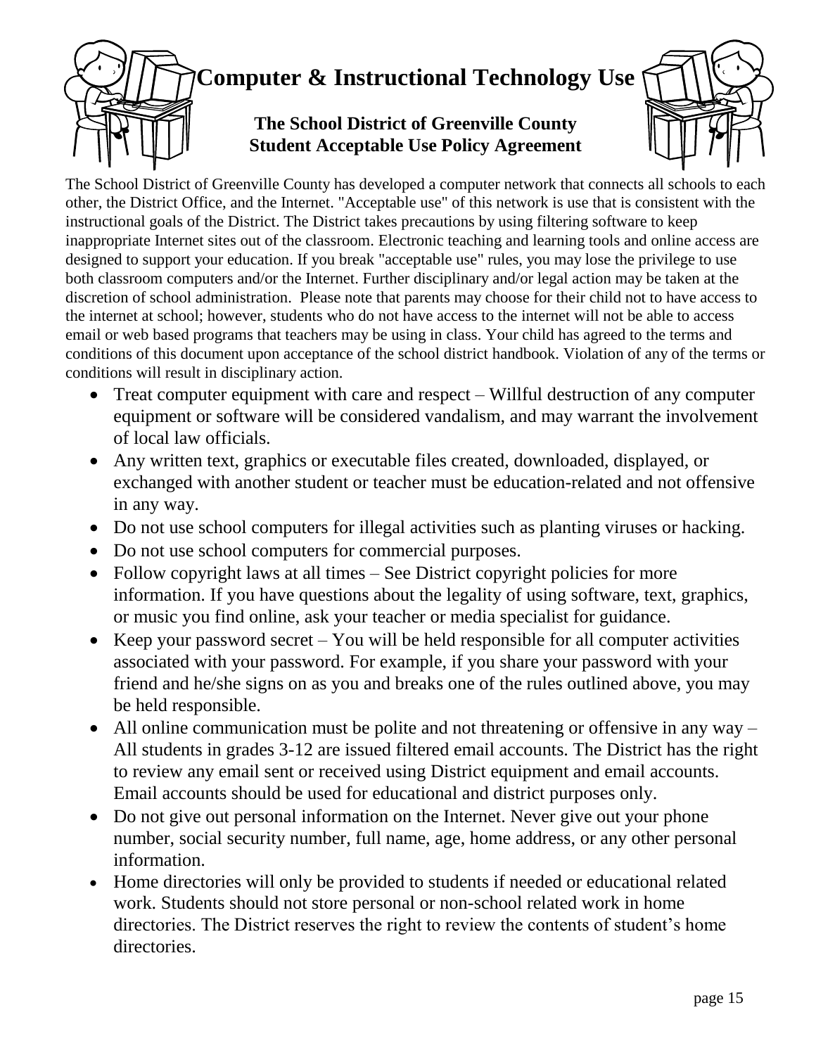# Computer & Instructional Technology Use

## The School District of Greenville County
## Student Acceptable Use Policy Agreement

The School District of Greenville County has developed a computer network that connects all schools to each other, the District Office, and the Internet. "Acceptable use" of this network is use that is consistent with the instructional goals of the District. The District takes precautions by using filtering software to keep inappropriate Internet sites out of the classroom. Electronic teaching and learning tools and online access are designed to support your education. If you break "acceptable use" rules, you may lose the privilege to use both classroom computers and/or the Internet. Further disciplinary and/or legal action may be taken at the discretion of school administration. Please note that parents may choose for their child not to have access to the internet at school; however, students who do not have access to the internet will not be able to access email or web based programs that teachers may be using in class. Your child has agreed to the terms and conditions of this document upon acceptance of the school district handbook. Violation of any of the terms or conditions will result in disciplinary action.

- Treat computer equipment with care and respect – Willful destruction of any computer equipment or software will be considered vandalism, and may warrant the involvement of local law officials.
- Any written text, graphics or executable files created, downloaded, displayed, or exchanged with another student or teacher must be education-related and not offensive in any way.
- Do not use school computers for illegal activities such as planting viruses or hacking.
- Do not use school computers for commercial purposes.
- Follow copyright laws at all times – See District copyright policies for more information. If you have questions about the legality of using software, text, graphics, or music you find online, ask your teacher or media specialist for guidance.
- Keep your password secret – You will be held responsible for all computer activities associated with your password. For example, if you share your password with your friend and he/she signs on as you and breaks one of the rules outlined above, you may be held responsible.
- All online communication must be polite and not threatening or offensive in any way – All students in grades 3-12 are issued filtered email accounts. The District has the right to review any email sent or received using District equipment and email accounts. Email accounts should be used for educational and district purposes only.
- Do not give out personal information on the Internet. Never give out your phone number, social security number, full name, age, home address, or any other personal information.
- Home directories will only be provided to students if needed or educational related work. Students should not store personal or non-school related work in home directories. The District reserves the right to review the contents of student's home directories.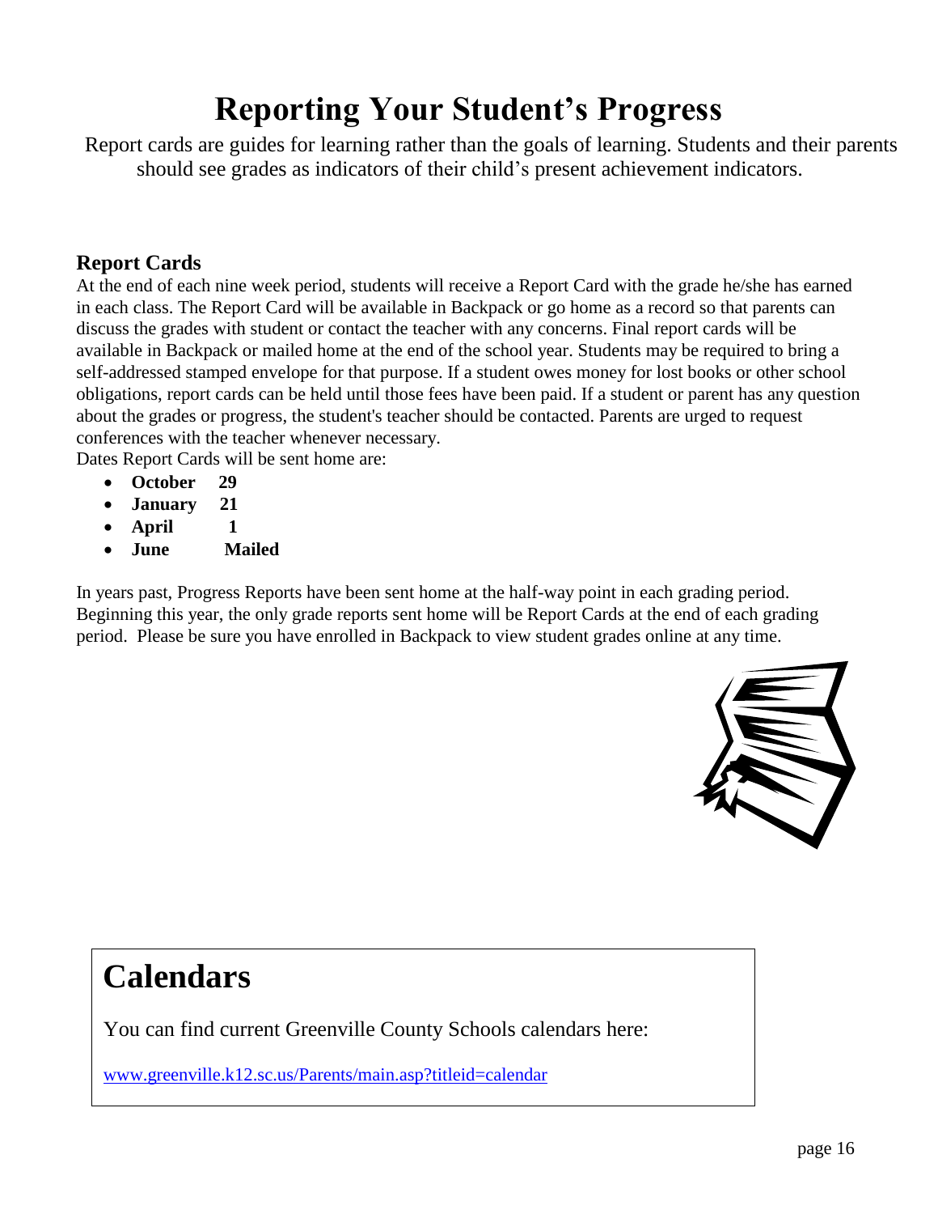# Reporting Your Student's Progress

Report cards are guides for learning rather than the goals of learning. Students and their parents should see grades as indicators of their child's present achievement indicators.

## Report Cards

At the end of each nine week period, students will receive a Report Card with the grade he/she has earned in each class. The Report Card will be available in Backpack or go home as a record so that parents can discuss the grades with student or contact the teacher with any concerns. Final report cards will be available in Backpack or mailed home at the end of the school year. Students may be required to bring a self-addressed stamped envelope for that purpose. If a student owes money for lost books or other school obligations, report cards can be held until those fees have been paid. If a student or parent has any question about the grades or progress, the student's teacher should be contacted. Parents are urged to request conferences with the teacher whenever necessary.

Dates Report Cards will be sent home are:

- **October 29**
- **January 21**
- **April 1**
- **June Mailed**

In years past, Progress Reports have been sent home at the half-way point in each grading period. Beginning this year, the only grade reports sent home will be Report Cards at the end of each grading period. Please be sure you have enrolled in Backpack to view student grades online at any time.

# Calendars

You can find current Greenville County Schools calendars here:

www.greenville.k12.sc.us/Parents/main.asp?titleid=calendar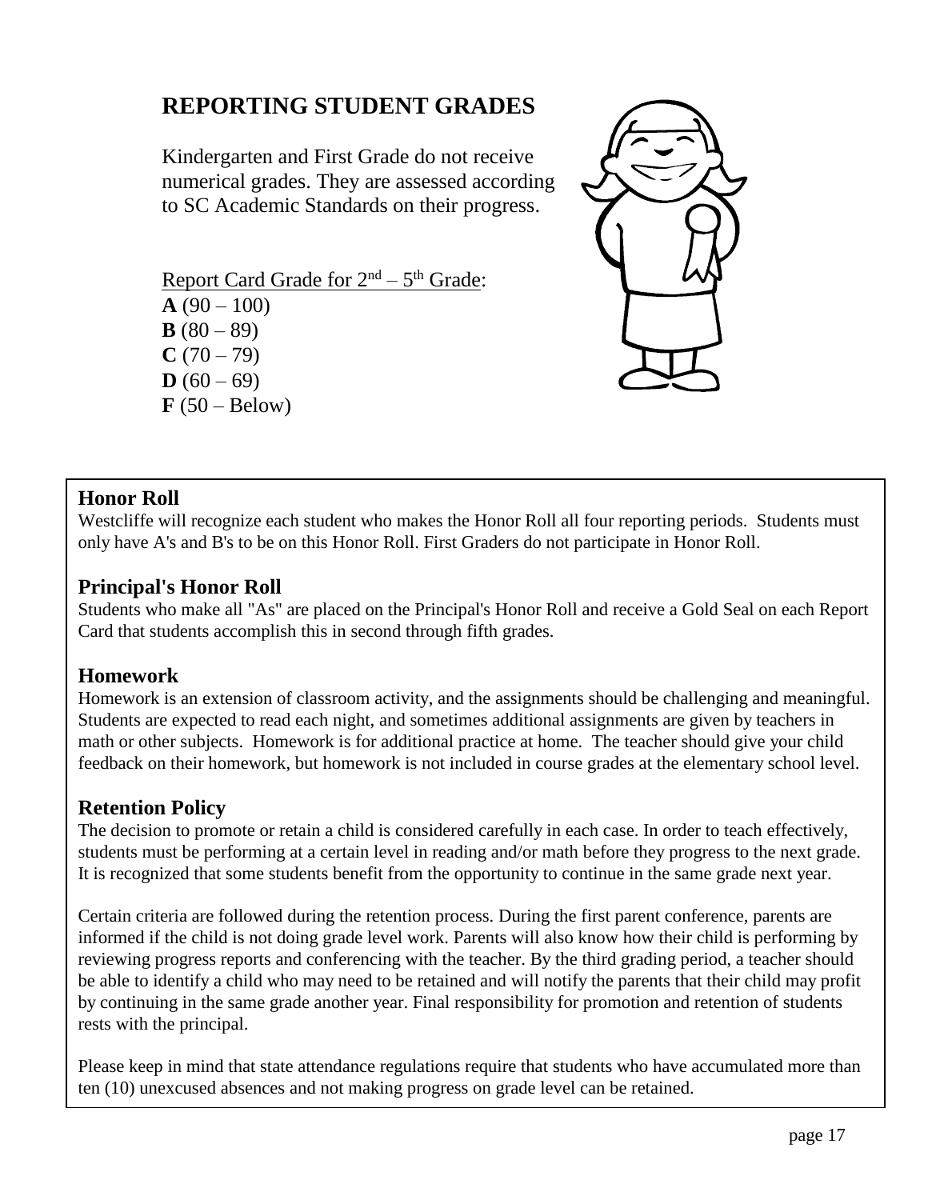# REPORTING STUDENT GRADES

Kindergarten and First Grade do not receive numerical grades. They are assessed according to SC Academic Standards on their progress.

Report Card Grade for 2nd – 5th Grade:

**A** (90 – 100)
**B** (80 – 89)
**C** (70 – 79)
**D** (60 – 69)
**F** (50 – Below)

## Honor Roll

Westcliffe will recognize each student who makes the Honor Roll all four reporting periods. Students must only have A's and B's to be on this Honor Roll. First Graders do not participate in Honor Roll.

## Principal's Honor Roll

Students who make all "As" are placed on the Principal's Honor Roll and receive a Gold Seal on each Report Card that students accomplish this in second through fifth grades.

## Homework

Homework is an extension of classroom activity, and the assignments should be challenging and meaningful. Students are expected to read each night, and sometimes additional assignments are given by teachers in math or other subjects. Homework is for additional practice at home. The teacher should give your child feedback on their homework, but homework is not included in course grades at the elementary school level.

## Retention Policy

The decision to promote or retain a child is considered carefully in each case. In order to teach effectively, students must be performing at a certain level in reading and/or math before they progress to the next grade. It is recognized that some students benefit from the opportunity to continue in the same grade next year.

Certain criteria are followed during the retention process. During the first parent conference, parents are informed if the child is not doing grade level work. Parents will also know how their child is performing by reviewing progress reports and conferencing with the teacher. By the third grading period, a teacher should be able to identify a child who may need to be retained and will notify the parents that their child may profit by continuing in the same grade another year. Final responsibility for promotion and retention of students rests with the principal.

Please keep in mind that state attendance regulations require that students who have accumulated more than ten (10) unexcused absences and not making progress on grade level can be retained.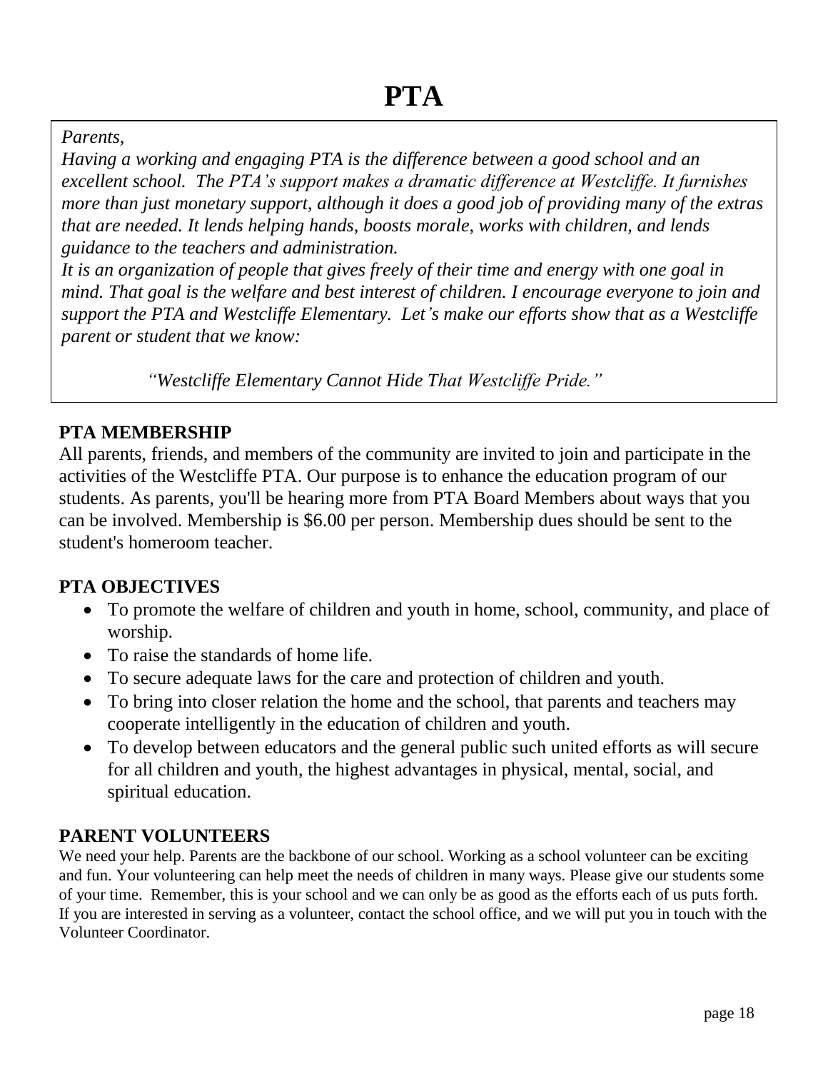# PTA

*Parents,*
*Having a working and engaging PTA is the difference between a good school and an excellent school. The PTA's support makes a dramatic difference at Westcliffe. It furnishes more than just monetary support, although it does a good job of providing many of the extras that are needed. It lends helping hands, boosts morale, works with children, and lends guidance to the teachers and administration.*
*It is an organization of people that gives freely of their time and energy with one goal in mind. That goal is the welfare and best interest of children. I encourage everyone to join and support the PTA and Westcliffe Elementary. Let's make our efforts show that as a Westcliffe parent or student that we know:*

*"Westcliffe Elementary Cannot Hide That Westcliffe Pride."*

## PTA MEMBERSHIP

All parents, friends, and members of the community are invited to join and participate in the activities of the Westcliffe PTA. Our purpose is to enhance the education program of our students. As parents, you'll be hearing more from PTA Board Members about ways that you can be involved. Membership is $6.00 per person. Membership dues should be sent to the student's homeroom teacher.

## PTA OBJECTIVES

- To promote the welfare of children and youth in home, school, community, and place of worship.
- To raise the standards of home life.
- To secure adequate laws for the care and protection of children and youth.
- To bring into closer relation the home and the school, that parents and teachers may cooperate intelligently in the education of children and youth.
- To develop between educators and the general public such united efforts as will secure for all children and youth, the highest advantages in physical, mental, social, and spiritual education.

## PARENT VOLUNTEERS

We need your help. Parents are the backbone of our school. Working as a school volunteer can be exciting and fun. Your volunteering can help meet the needs of children in many ways. Please give our students some of your time. Remember, this is your school and we can only be as good as the efforts each of us puts forth. If you are interested in serving as a volunteer, contact the school office, and we will put you in touch with the Volunteer Coordinator.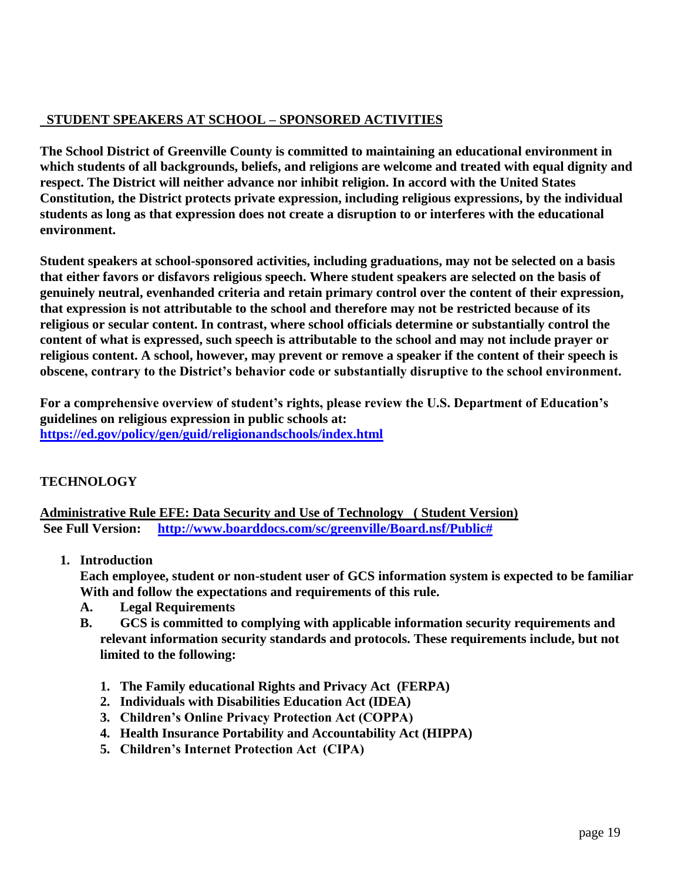## STUDENT SPEAKERS AT SCHOOL – SPONSORED ACTIVITIES

**The School District of Greenville County is committed to maintaining an educational environment in which students of all backgrounds, beliefs, and religions are welcome and treated with equal dignity and respect. The District will neither advance nor inhibit religion. In accord with the United States Constitution, the District protects private expression, including religious expressions, by the individual students as long as that expression does not create a disruption to or interferes with the educational environment.**

**Student speakers at school-sponsored activities, including graduations, may not be selected on a basis that either favors or disfavors religious speech. Where student speakers are selected on the basis of genuinely neutral, evenhanded criteria and retain primary control over the content of their expression, that expression is not attributable to the school and therefore may not be restricted because of its religious or secular content. In contrast, where school officials determine or substantially control the content of what is expressed, such speech is attributable to the school and may not include prayer or religious content. A school, however, may prevent or remove a speaker if the content of their speech is obscene, contrary to the District's behavior code or substantially disruptive to the school environment.**

**For a comprehensive overview of student's rights, please review the U.S. Department of Education's guidelines on religious expression in public schools at:**
**https://ed.gov/policy/gen/guid/religionandschools/index.html**

## TECHNOLOGY

**Administrative Rule EFE: Data Security and Use of Technology ( Student Version)**
**See Full Version: http://www.boarddocs.com/sc/greenville/Board.nsf/Public#**

1. **Introduction**
   **Each employee, student or non-student user of GCS information system is expected to be familiar With and follow the expectations and requirements of this rule.**
   - **A. Legal Requirements**
   - **B. GCS is committed to complying with applicable information security requirements and relevant information security standards and protocols. These requirements include, but not limited to the following:**
     1. **The Family educational Rights and Privacy Act (FERPA)**
     2. **Individuals with Disabilities Education Act (IDEA)**
     3. **Children's Online Privacy Protection Act (COPPA)**
     4. **Health Insurance Portability and Accountability Act (HIPPA)**
     5. **Children's Internet Protection Act (CIPA)**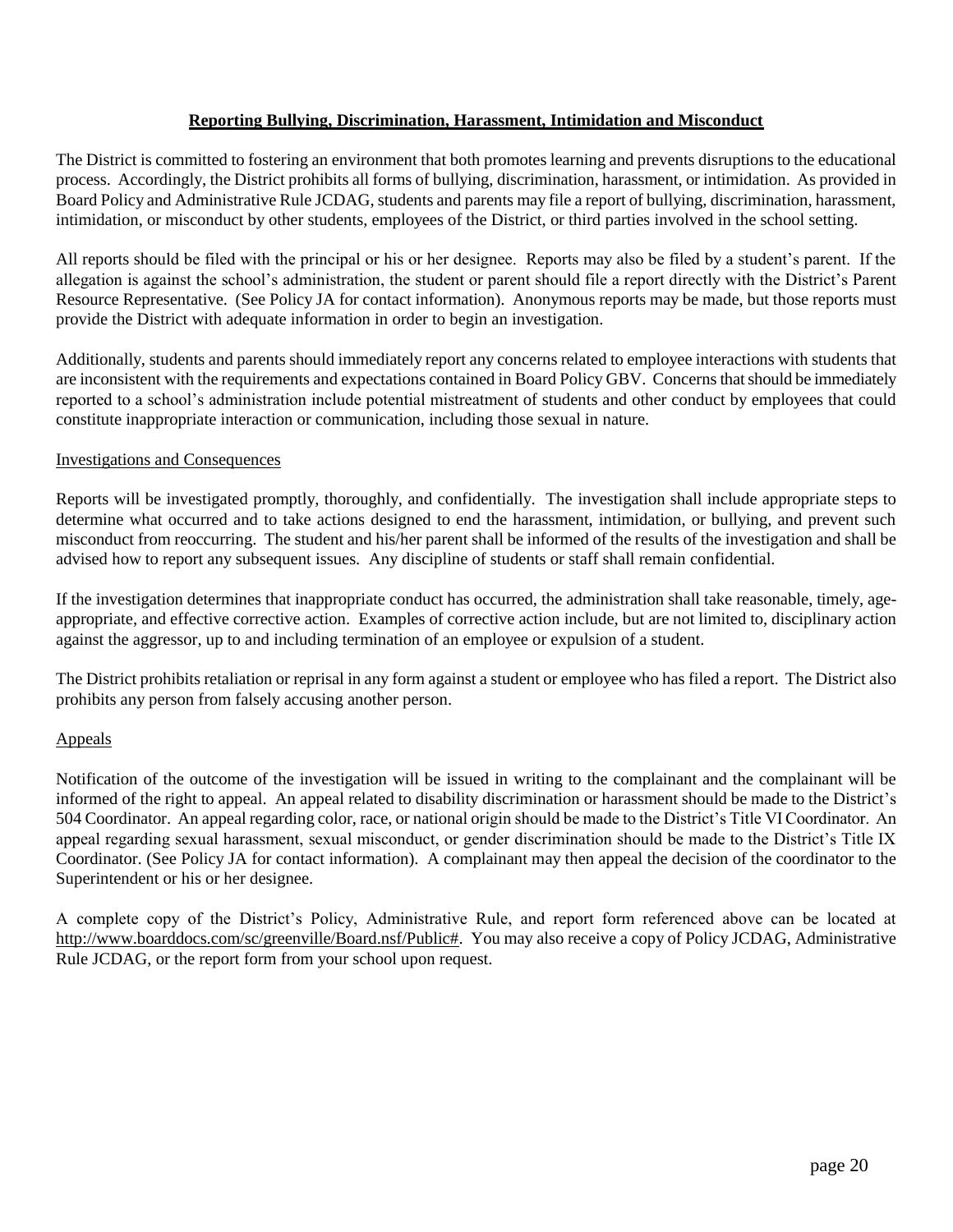## **Reporting Bullying, Discrimination, Harassment, Intimidation and Misconduct**

The District is committed to fostering an environment that both promotes learning and prevents disruptions to the educational process. Accordingly, the District prohibits all forms of bullying, discrimination, harassment, or intimidation. As provided in Board Policy and Administrative Rule JCDAG, students and parents may file a report of bullying, discrimination, harassment, intimidation, or misconduct by other students, employees of the District, or third parties involved in the school setting.

All reports should be filed with the principal or his or her designee. Reports may also be filed by a student's parent. If the allegation is against the school's administration, the student or parent should file a report directly with the District's Parent Resource Representative. (See Policy JA for contact information). Anonymous reports may be made, but those reports must provide the District with adequate information in order to begin an investigation.

Additionally, students and parents should immediately report any concerns related to employee interactions with students that are inconsistent with the requirements and expectations contained in Board Policy GBV. Concerns that should be immediately reported to a school's administration include potential mistreatment of students and other conduct by employees that could constitute inappropriate interaction or communication, including those sexual in nature.

### Investigations and Consequences

Reports will be investigated promptly, thoroughly, and confidentially. The investigation shall include appropriate steps to determine what occurred and to take actions designed to end the harassment, intimidation, or bullying, and prevent such misconduct from reoccurring. The student and his/her parent shall be informed of the results of the investigation and shall be advised how to report any subsequent issues. Any discipline of students or staff shall remain confidential.

If the investigation determines that inappropriate conduct has occurred, the administration shall take reasonable, timely, age-appropriate, and effective corrective action. Examples of corrective action include, but are not limited to, disciplinary action against the aggressor, up to and including termination of an employee or expulsion of a student.

The District prohibits retaliation or reprisal in any form against a student or employee who has filed a report. The District also prohibits any person from falsely accusing another person.

### Appeals

Notification of the outcome of the investigation will be issued in writing to the complainant and the complainant will be informed of the right to appeal. An appeal related to disability discrimination or harassment should be made to the District's 504 Coordinator. An appeal regarding color, race, or national origin should be made to the District's Title VI Coordinator. An appeal regarding sexual harassment, sexual misconduct, or gender discrimination should be made to the District's Title IX Coordinator. (See Policy JA for contact information). A complainant may then appeal the decision of the coordinator to the Superintendent or his or her designee.

A complete copy of the District's Policy, Administrative Rule, and report form referenced above can be located at http://www.boarddocs.com/sc/greenville/Board.nsf/Public#. You may also receive a copy of Policy JCDAG, Administrative Rule JCDAG, or the report form from your school upon request.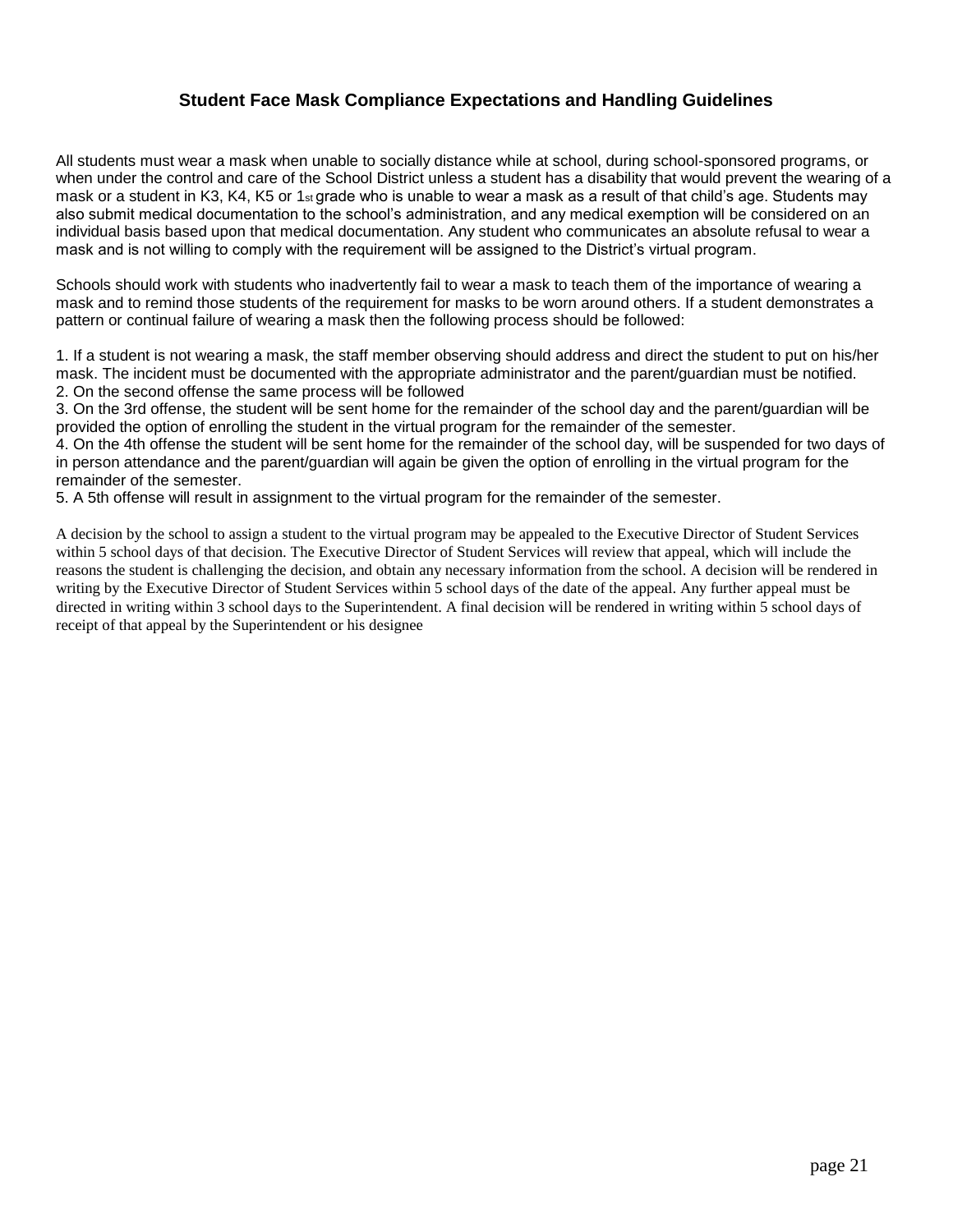## Student Face Mask Compliance Expectations and Handling Guidelines

All students must wear a mask when unable to socially distance while at school, during school-sponsored programs, or when under the control and care of the School District unless a student has a disability that would prevent the wearing of a mask or a student in K3, K4, K5 or 1st grade who is unable to wear a mask as a result of that child's age. Students may also submit medical documentation to the school's administration, and any medical exemption will be considered on an individual basis based upon that medical documentation. Any student who communicates an absolute refusal to wear a mask and is not willing to comply with the requirement will be assigned to the District's virtual program.

Schools should work with students who inadvertently fail to wear a mask to teach them of the importance of wearing a mask and to remind those students of the requirement for masks to be worn around others. If a student demonstrates a pattern or continual failure of wearing a mask then the following process should be followed:

1. If a student is not wearing a mask, the staff member observing should address and direct the student to put on his/her mask. The incident must be documented with the appropriate administrator and the parent/guardian must be notified.
2. On the second offense the same process will be followed
3. On the 3rd offense, the student will be sent home for the remainder of the school day and the parent/guardian will be provided the option of enrolling the student in the virtual program for the remainder of the semester.
4. On the 4th offense the student will be sent home for the remainder of the school day, will be suspended for two days of in person attendance and the parent/guardian will again be given the option of enrolling in the virtual program for the remainder of the semester.
5. A 5th offense will result in assignment to the virtual program for the remainder of the semester.

A decision by the school to assign a student to the virtual program may be appealed to the Executive Director of Student Services within 5 school days of that decision. The Executive Director of Student Services will review that appeal, which will include the reasons the student is challenging the decision, and obtain any necessary information from the school. A decision will be rendered in writing by the Executive Director of Student Services within 5 school days of the date of the appeal. Any further appeal must be directed in writing within 3 school days to the Superintendent. A final decision will be rendered in writing within 5 school days of receipt of that appeal by the Superintendent or his designee